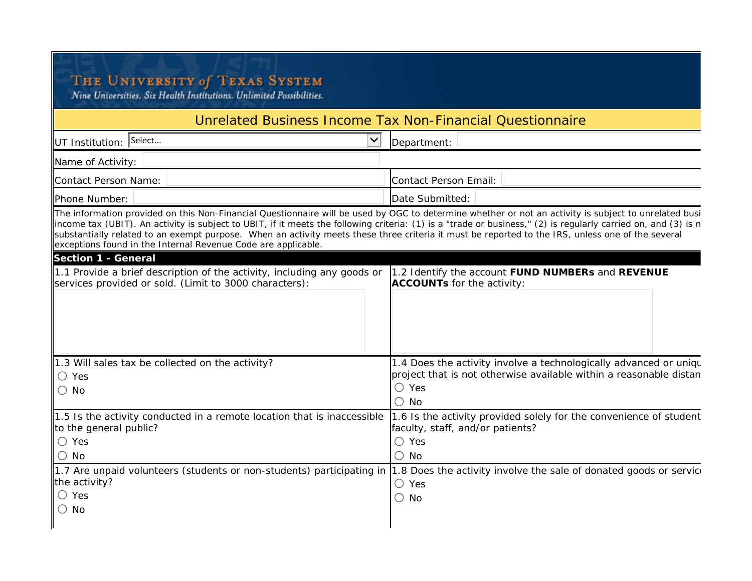**THE UNIVERSITY of TEXAS SYSTEM**

*Nine Universities. Six Health Institutions. Unlimited Possibilities.*

# Unrelated Business Income Tax Non-Financial Questionnaire

| | |
|---|---|
| UT Institution: Select... | Department: |
| Name of Activity: | |
| Contact Person Name: | Contact Person Email: |
| Phone Number: | Date Submitted: |

The information provided on this Non-Financial Questionnaire will be used by OGC to determine whether or not an activity is subject to unrelated busi income tax (UBIT). An activity is subject to UBIT, if it meets the following criteria: (1) is a "trade or business," (2) is regularly carried on, and (3) is n substantially related to an exempt purpose. When an activity meets these three criteria it must be reported to the IRS, unless one of the several exceptions found in the Internal Revenue Code are applicable.

## Section 1 - General

1.1 Provide a brief description of the activity, including any goods or services provided or sold. (Limit to 3000 characters):

1.2 Identify the account **FUND NUMBERs** and **REVENUE ACCOUNTs** for the activity:

1.3 Will sales tax be collected on the activity?

○ Yes
○ No

1.4 Does the activity involve a technologically advanced or uniqu project that is not otherwise available within a reasonable distan

○ Yes
○ No

1.5 Is the activity conducted in a remote location that is inaccessible to the general public?

○ Yes
○ No

1.6 Is the activity provided solely for the convenience of student faculty, staff, and/or patients?

○ Yes
○ No

1.7 Are unpaid volunteers (students or non-students) participating in the activity?

○ Yes
○ No

1.8 Does the activity involve the sale of donated goods or servic

○ Yes
○ No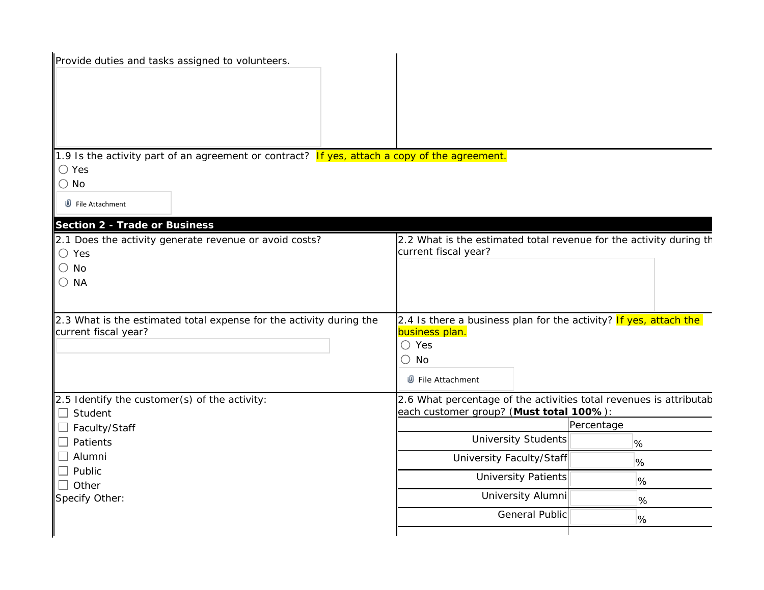Provide duties and tasks assigned to volunteers.

1.9 Is the activity part of an agreement or contract? If yes, attach a copy of the agreement.

- ○ Yes
- ○ No

File Attachment

## Section 2 - Trade or Business

2.1 Does the activity generate revenue or avoid costs?

- ○ Yes
- ○ No
- ○ NA

2.2 What is the estimated total revenue for the activity during th current fiscal year?

2.3 What is the estimated total expense for the activity during the current fiscal year?

2.4 Is there a business plan for the activity? If yes, attach the business plan.

- ○ Yes
- ○ No

File Attachment

2.5 Identify the customer(s) of the activity:

- ☐ Student
- ☐ Faculty/Staff
- ☐ Patients
- ☐ Alumni
- ☐ Public
- ☐ Other

Specify Other:

2.6 What percentage of the activities total revenues is attributab each customer group? (**Must total 100%**):

| | Percentage |
|---|---|
| University Students | % |
| University Faculty/Staff | % |
| University Patients | % |
| University Alumni | % |
| General Public | % |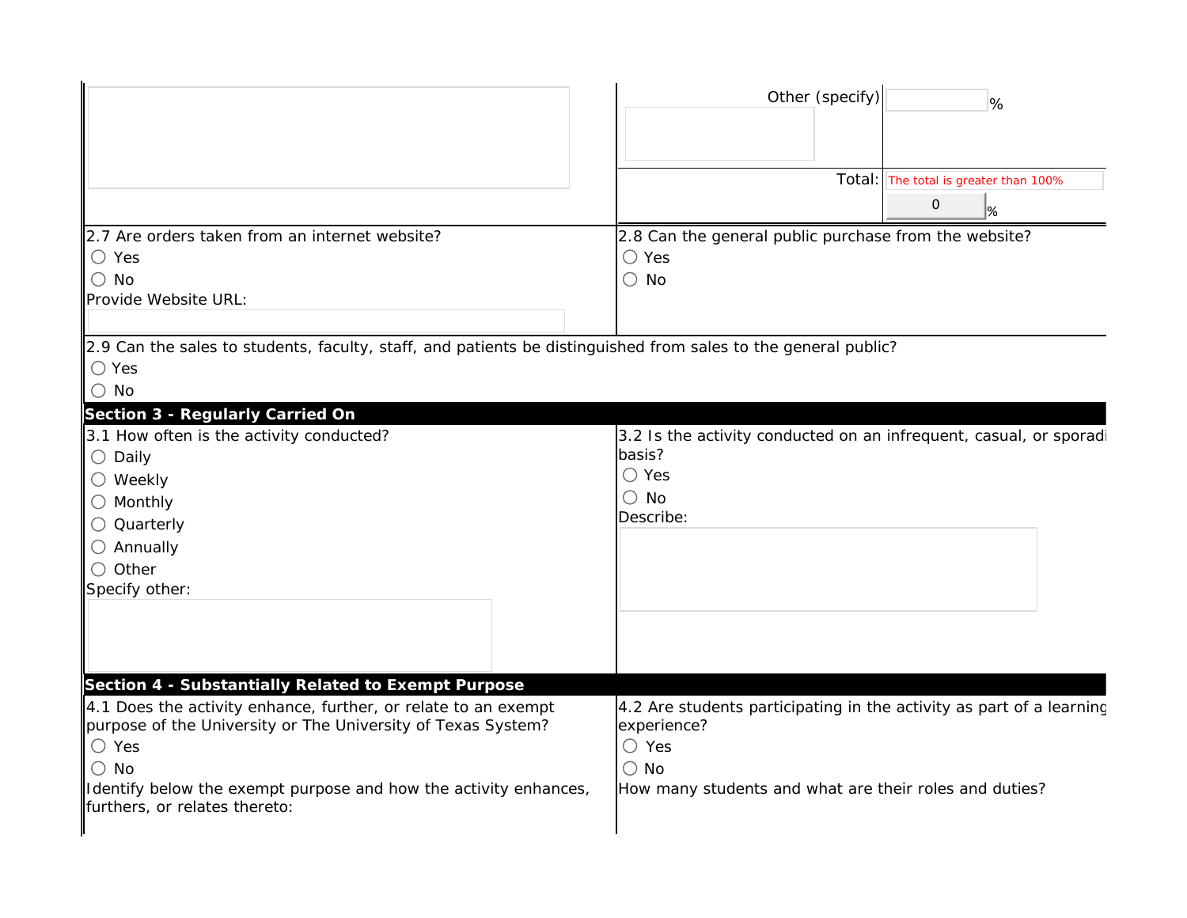Other (specify) ____ %

Total: The total is greater than 100%

0 %

2.7 Are orders taken from an internet website?

○ Yes

○ No

Provide Website URL:

2.8 Can the general public purchase from the website?

○ Yes

○ No

2.9 Can the sales to students, faculty, staff, and patients be distinguished from sales to the general public?

○ Yes

○ No

## Section 3 - Regularly Carried On

3.1 How often is the activity conducted?

○ Daily

○ Weekly

○ Monthly

○ Quarterly

○ Annually

○ Other

Specify other:

3.2 Is the activity conducted on an infrequent, casual, or sporadi basis?

○ Yes

○ No

Describe:

## Section 4 - Substantially Related to Exempt Purpose

4.1 Does the activity enhance, further, or relate to an exempt purpose of the University or The University of Texas System?

○ Yes

○ No

Identify below the exempt purpose and how the activity enhances, furthers, or relates thereto:

4.2 Are students participating in the activity as part of a learning experience?

○ Yes

○ No

How many students and what are their roles and duties?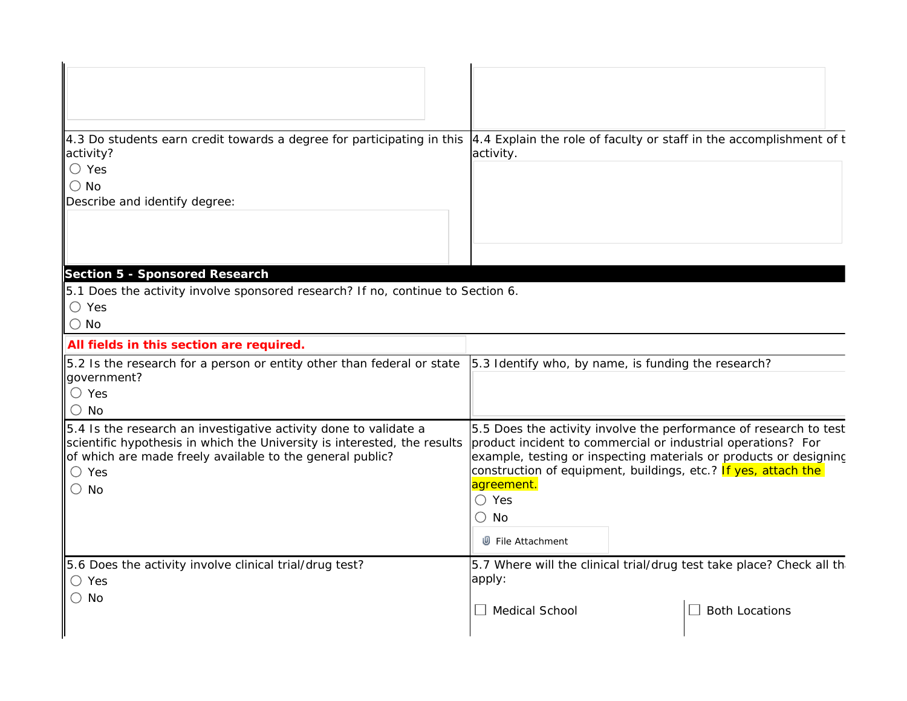4.3 Do students earn credit towards a degree for participating in this activity?

○ Yes

○ No

Describe and identify degree:

4.4 Explain the role of faculty or staff in the accomplishment of t activity.

## Section 5 - Sponsored Research

5.1 Does the activity involve sponsored research? If no, continue to Section 6.

○ Yes

○ No

**All fields in this section are required.**

5.2 Is the research for a person or entity other than federal or state government?

○ Yes

○ No

5.3 Identify who, by name, is funding the research?

5.4 Is the research an investigative activity done to validate a scientific hypothesis in which the University is interested, the results of which are made freely available to the general public?

○ Yes

○ No

5.5 Does the activity involve the performance of research to test product incident to commercial or industrial operations? For example, testing or inspecting materials or products or designing construction of equipment, buildings, etc.? If yes, attach the agreement.

○ Yes

○ No

File Attachment

5.6 Does the activity involve clinical trial/drug test?

○ Yes

○ No

5.7 Where will the clinical trial/drug test take place? Check all th apply:

☐ Medical School

☐ Both Locations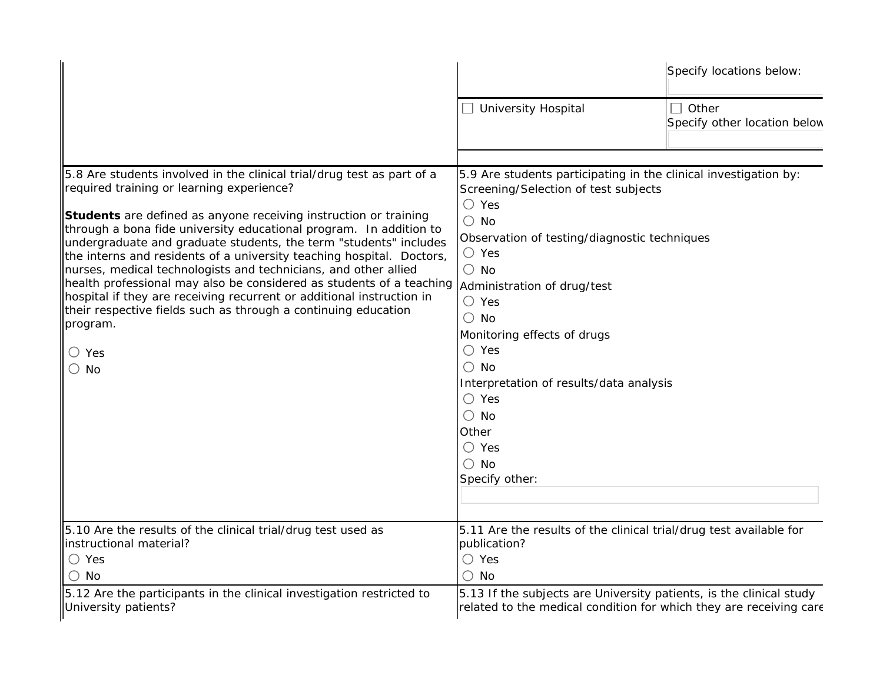| | | |
|---|---|---|
| | | Specify locations below: |
| | ☐ University Hospital | ☐ Other<br>Specify other location below |

| | |
|---|---|
| 5.8 Are students involved in the clinical trial/drug test as part of a required training or learning experience?<br><br>**Students** are defined as anyone receiving instruction or training through a bona fide university educational program. In addition to undergraduate and graduate students, the term "students" includes the interns and residents of a university teaching hospital. Doctors, nurses, medical technologists and technicians, and other allied health professional may also be considered as students of a teaching hospital if they are receiving recurrent or additional instruction in their respective fields such as through a continuing education program.<br><br>○ Yes<br>○ No | 5.9 Are students participating in the clinical investigation by:<br>Screening/Selection of test subjects<br>○ Yes<br>○ No<br>Observation of testing/diagnostic techniques<br>○ Yes<br>○ No<br>Administration of drug/test<br>○ Yes<br>○ No<br>Monitoring effects of drugs<br>○ Yes<br>○ No<br>Interpretation of results/data analysis<br>○ Yes<br>○ No<br>Other<br>○ Yes<br>○ No<br>Specify other: |
| 5.10 Are the results of the clinical trial/drug test used as instructional material?<br>○ Yes<br>○ No | 5.11 Are the results of the clinical trial/drug test available for publication?<br>○ Yes<br>○ No |
| 5.12 Are the participants in the clinical investigation restricted to University patients? | 5.13 If the subjects are University patients, is the clinical study related to the medical condition for which they are receiving care |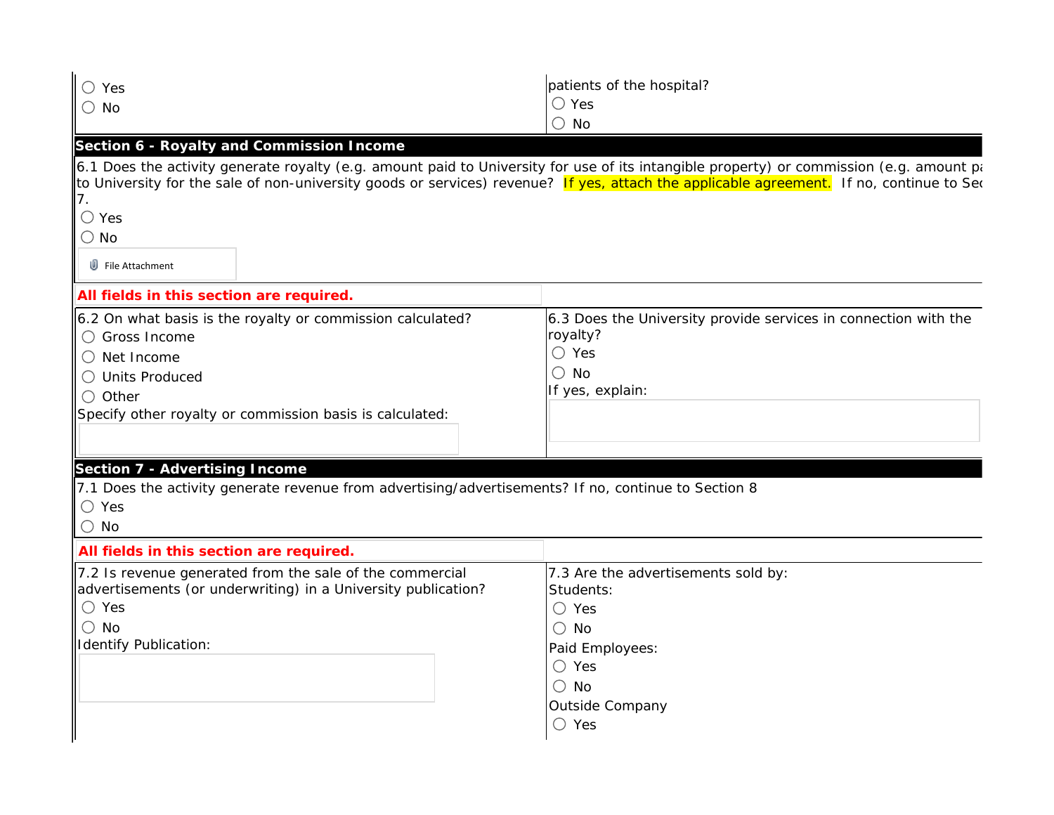- ○ Yes
- ○ No

patients of the hospital?

- ○ Yes
- ○ No

## Section 6 - Royalty and Commission Income

6.1 Does the activity generate royalty (e.g. amount paid to University for use of its intangible property) or commission (e.g. amount pa to University for the sale of non-university goods or services) revenue? If yes, attach the applicable agreement. If no, continue to Sec 7.

- ○ Yes
- ○ No

File Attachment

**All fields in this section are required.**

6.2 On what basis is the royalty or commission calculated?

- ○ Gross Income
- ○ Net Income
- ○ Units Produced
- ○ Other

Specify other royalty or commission basis is calculated:

6.3 Does the University provide services in connection with the royalty?

- ○ Yes
- ○ No

If yes, explain:

## Section 7 - Advertising Income

7.1 Does the activity generate revenue from advertising/advertisements? If no, continue to Section 8

- ○ Yes
- ○ No

**All fields in this section are required.**

7.2 Is revenue generated from the sale of the commercial advertisements (or underwriting) in a University publication?

- ○ Yes
- ○ No

Identify Publication:

7.3 Are the advertisements sold by:

Students:

- ○ Yes
- ○ No

Paid Employees:

- ○ Yes
- ○ No

Outside Company

- ○ Yes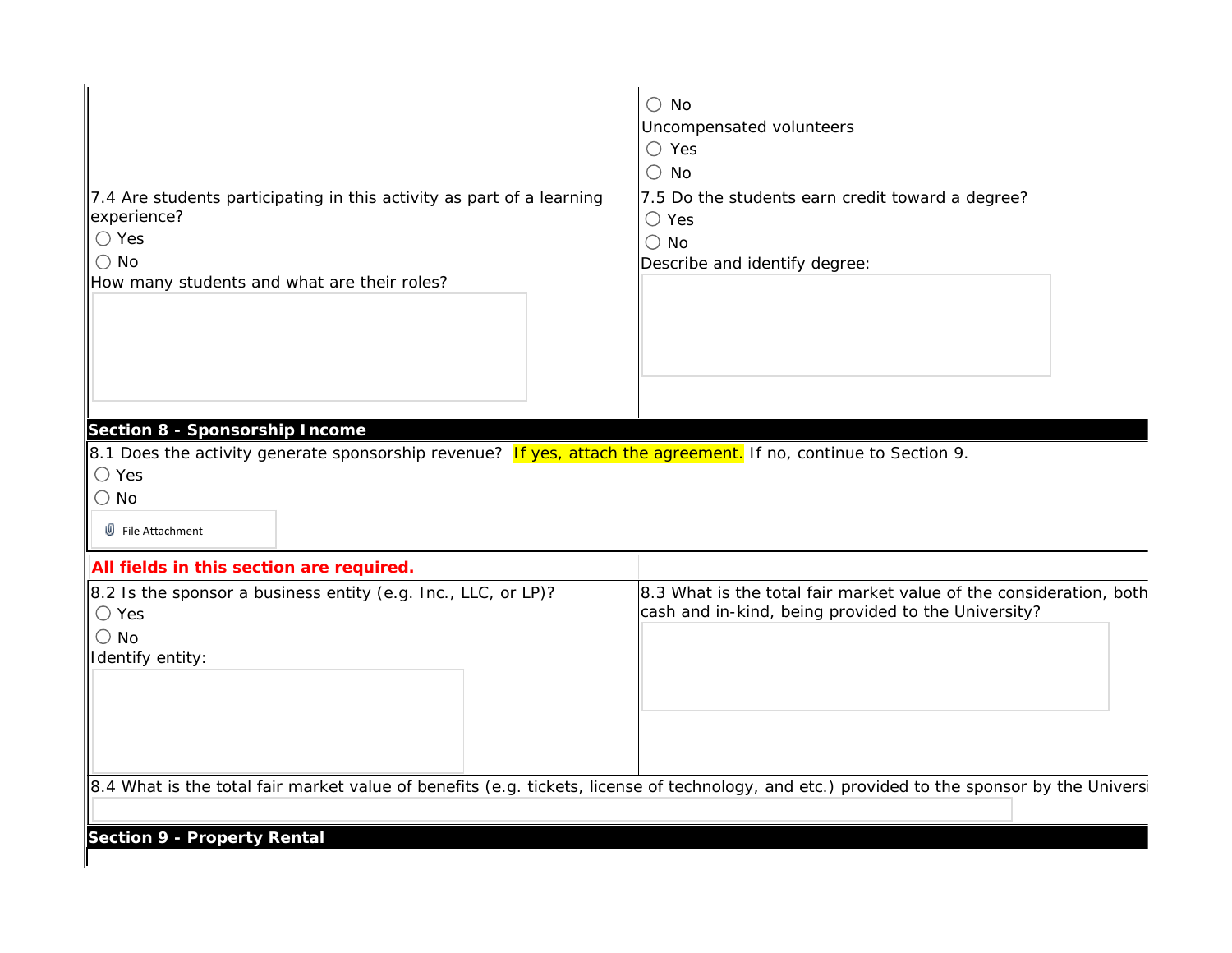| | ○ No<br>Uncompensated volunteers<br>○ Yes<br>○ No |
|---|---|
| 7.4 Are students participating in this activity as part of a learning experience?<br>○ Yes<br>○ No<br>How many students and what are their roles? | 7.5 Do the students earn credit toward a degree?<br>○ Yes<br>○ No<br>Describe and identify degree: |

## Section 8 - Sponsorship Income

8.1 Does the activity generate sponsorship revenue? If yes, attach the agreement. If no, continue to Section 9.

○ Yes

○ No

File Attachment

**All fields in this section are required.**

| 8.2 Is the sponsor a business entity (e.g. Inc., LLC, or LP)?<br>○ Yes<br>○ No<br>Identify entity: | 8.3 What is the total fair market value of the consideration, both cash and in-kind, being provided to the University? |
|---|---|

8.4 What is the total fair market value of benefits (e.g. tickets, license of technology, and etc.) provided to the sponsor by the Universi

## Section 9 - Property Rental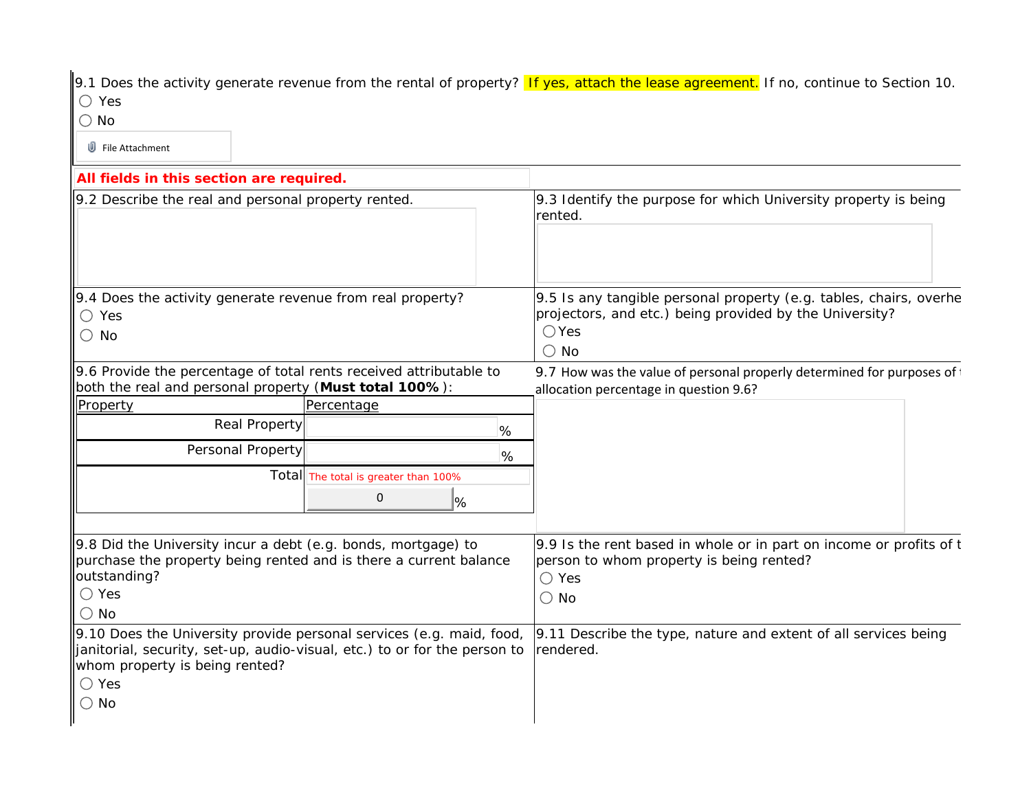9.1 Does the activity generate revenue from the rental of property? **If yes, attach the lease agreement.** If no, continue to Section 10.

- ◯ Yes
- ◯ No

File Attachment

**All fields in this section are required.**

9.2 Describe the real and personal property rented.

9.3 Identify the purpose for which University property is being rented.

9.4 Does the activity generate revenue from real property?

- ◯ Yes
- ◯ No

9.5 Is any tangible personal property (e.g. tables, chairs, overhe projectors, and etc.) being provided by the University?

- ◯ Yes
- ◯ No

9.6 Provide the percentage of total rents received attributable to both the real and personal property (**Must total 100%** ):

| Property | Percentage |
|---|---|
| Real Property | % |
| Personal Property | % |
| Total | The total is greater than 100% 0 % |

9.7 How was the value of personal properly determined for purposes of t allocation percentage in question 9.6?

9.8 Did the University incur a debt (e.g. bonds, mortgage) to purchase the property being rented and is there a current balance outstanding?

- ◯ Yes
- ◯ No

9.9 Is the rent based in whole or in part on income or profits of t person to whom property is being rented?

- ◯ Yes
- ◯ No

9.10 Does the University provide personal services (e.g. maid, food, janitorial, security, set-up, audio-visual, etc.) to or for the person to whom property is being rented?

- ◯ Yes
- ◯ No

9.11 Describe the type, nature and extent of all services being rendered.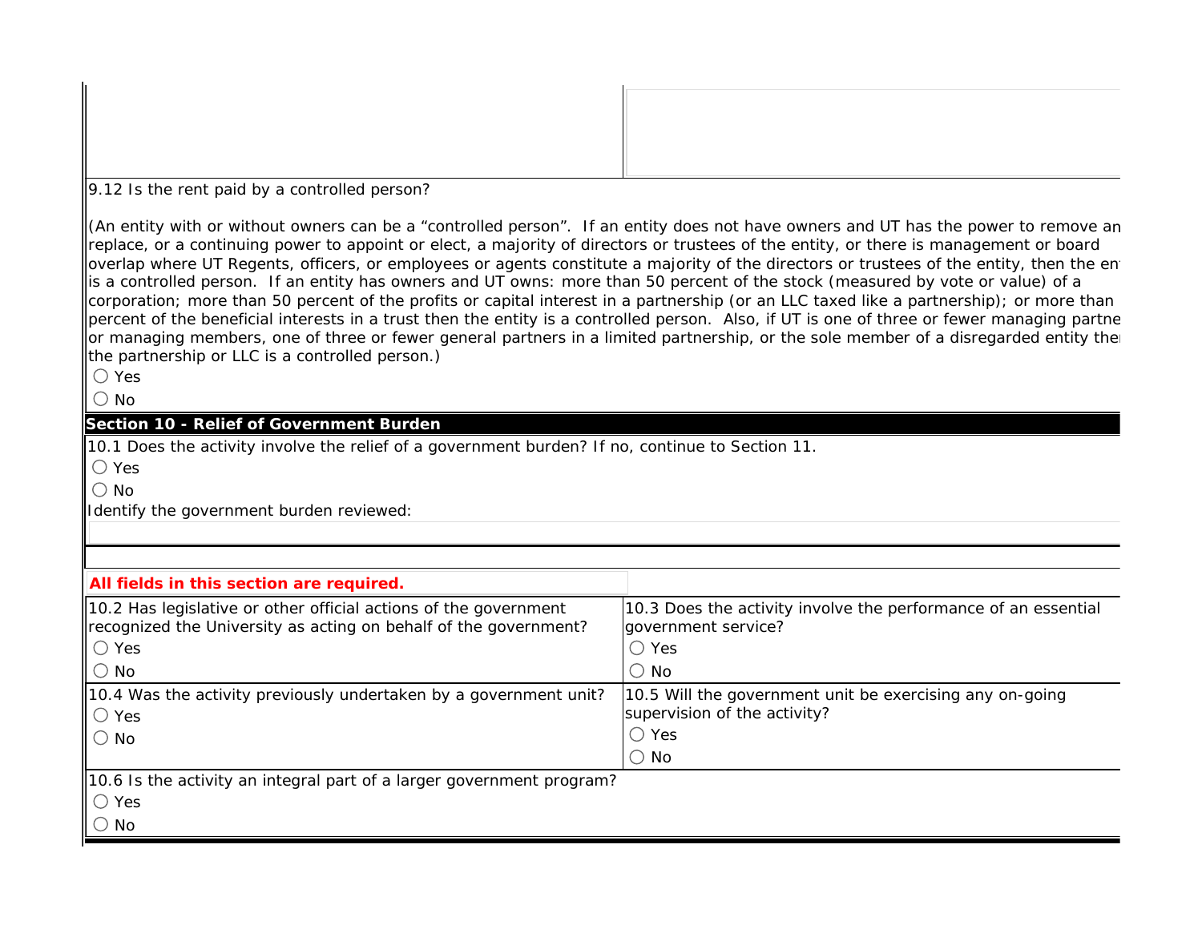9.12 Is the rent paid by a controlled person?

(An entity with or without owners can be a “controlled person”. If an entity does not have owners and UT has the power to remove an replace, or a continuing power to appoint or elect, a majority of directors or trustees of the entity, or there is management or board overlap where UT Regents, officers, or employees or agents constitute a majority of the directors or trustees of the entity, then the en is a controlled person. If an entity has owners and UT owns: more than 50 percent of the stock (measured by vote or value) of a corporation; more than 50 percent of the profits or capital interest in a partnership (or an LLC taxed like a partnership); or more than percent of the beneficial interests in a trust then the entity is a controlled person. Also, if UT is one of three or fewer managing partne or managing members, one of three or fewer general partners in a limited partnership, or the sole member of a disregarded entity the the partnership or LLC is a controlled person.)

○ Yes

○ No

## Section 10 - Relief of Government Burden

10.1 Does the activity involve the relief of a government burden? If no, continue to Section 11.

○ Yes

○ No

Identify the government burden reviewed:

**All fields in this section are required.**

| 10.2 Has legislative or other official actions of the government recognized the University as acting on behalf of the government?<br>○ Yes<br>○ No | 10.3 Does the activity involve the performance of an essential government service?<br>○ Yes<br>○ No |
|---|---|
| 10.4 Was the activity previously undertaken by a government unit?<br>○ Yes<br>○ No | 10.5 Will the government unit be exercising any on-going supervision of the activity?<br>○ Yes<br>○ No |

10.6 Is the activity an integral part of a larger government program?

○ Yes

○ No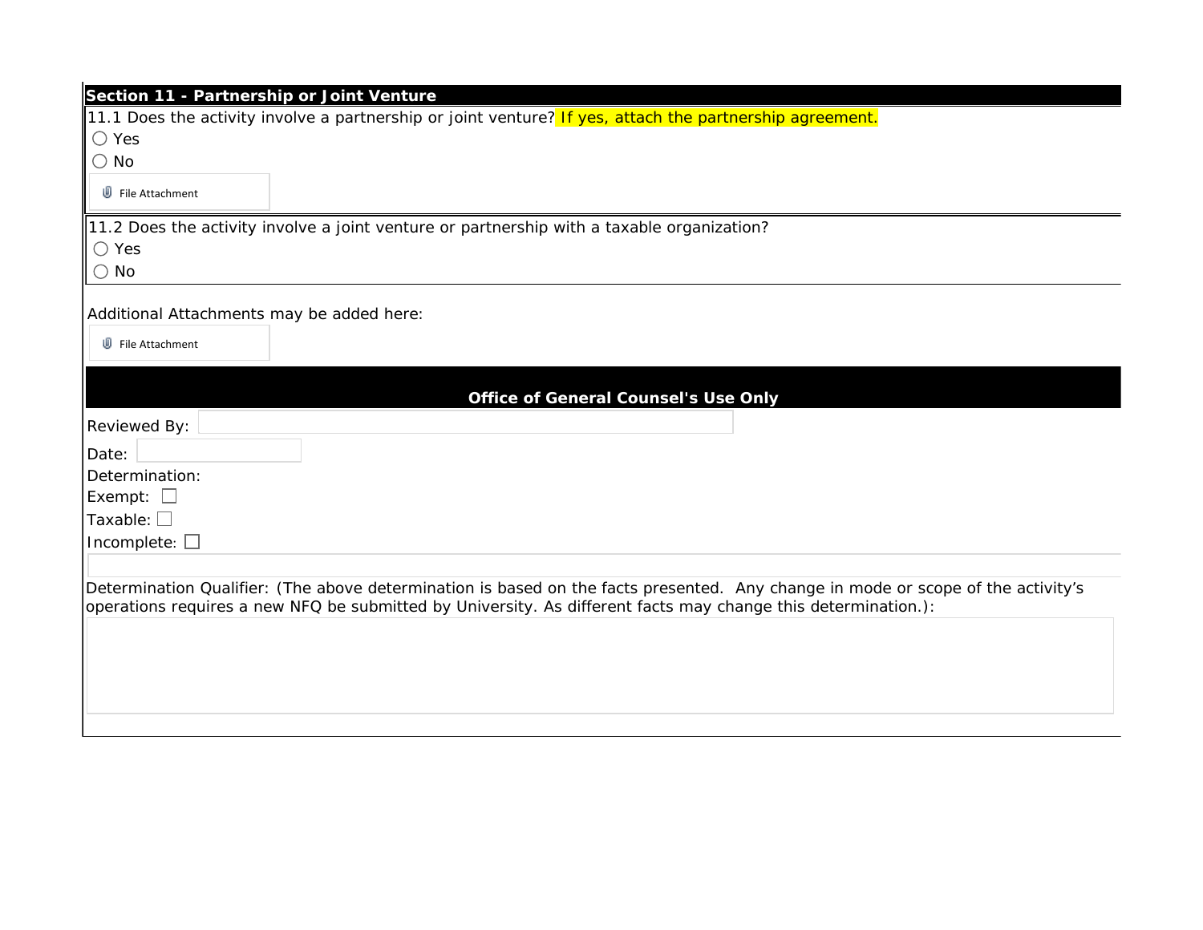## Section 11 - Partnership or Joint Venture

11.1 Does the activity involve a partnership or joint venture? If yes, attach the partnership agreement.

◯ Yes

◯ No

File Attachment

11.2 Does the activity involve a joint venture or partnership with a taxable organization?

◯ Yes

◯ No

Additional Attachments may be added here:

File Attachment

## Office of General Counsel's Use Only

Reviewed By:

Date:

Determination:

Exempt: ☐

Taxable: ☐

Incomplete: ☐

Determination Qualifier: (The above determination is based on the facts presented. Any change in mode or scope of the activity's operations requires a new NFQ be submitted by University. As different facts may change this determination.):